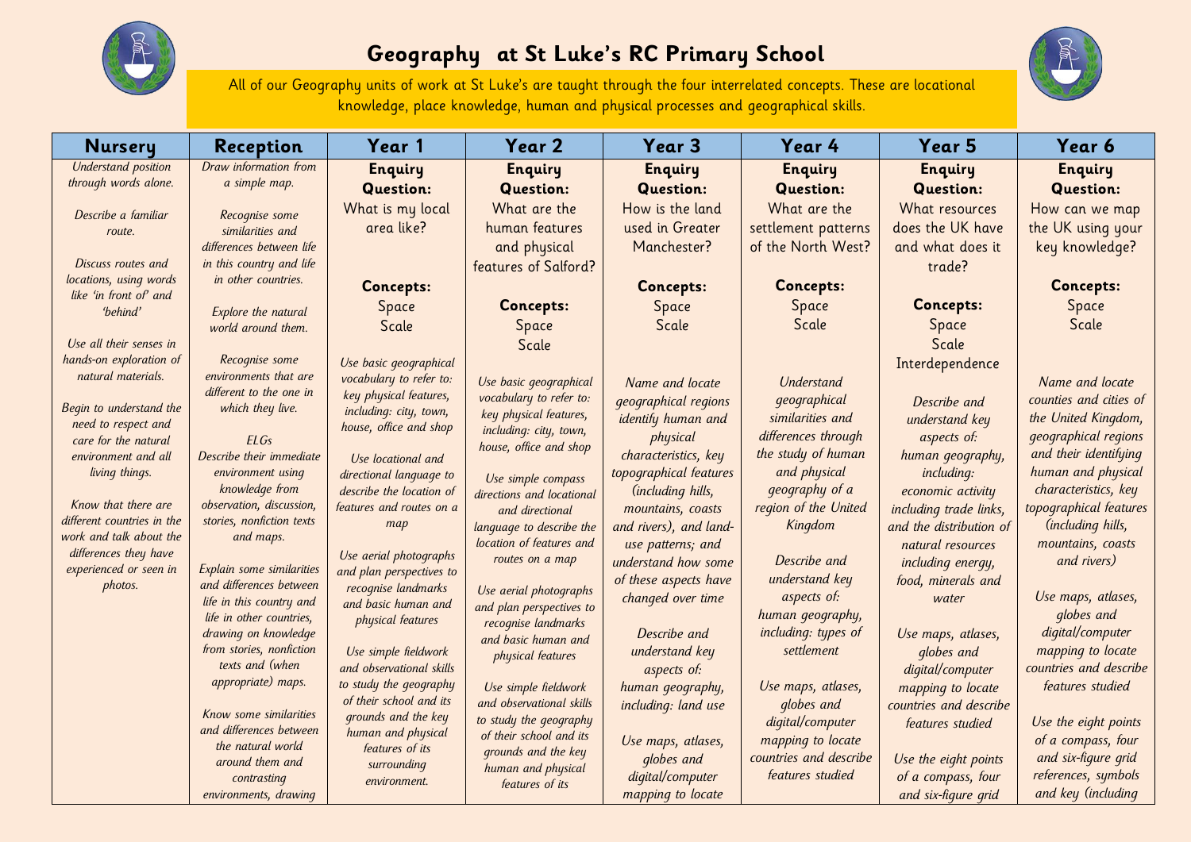# Geography at St Luke's RC Primary School

All of our Geography units of work at St Luke's are taught through the four interrelated concepts. These are locational knowledge, place knowledge, human and physical processes and geographical skills.

| Nursery | Reception | Year 1 | Year 2 | Year 3 | Year 4 | Year 5 | Year 6 |
|---|---|---|---|---|---|---|---|
| *Understand position through words alone.*<br><br>*Describe a familiar route.*<br><br>*Discuss routes and locations, using words like 'in front of' and 'behind'*<br><br>*Use all their senses in hands-on exploration of natural materials.*<br><br>*Begin to understand the need to respect and care for the natural environment and all living things.*<br><br>*Know that there are different countries in the work and talk about the differences they have experienced or seen in photos.* | *Draw information from a simple map.*<br><br>*Recognise some similarities and differences between life in this country and life in other countries.*<br><br>*Explore the natural world around them.*<br><br>*Recognise some environments that are different to the one in which they live.*<br><br>*ELGs*<br>*Describe their immediate environment using knowledge from observation, discussion, stories, nonfiction texts and maps.*<br><br>*Explain some similarities and differences between life in this country and life in other countries, drawing on knowledge from stories, nonfiction texts and (when appropriate) maps.*<br><br>*Know some similarities and differences between the natural world around them and contrasting environments, drawing* | **Enquiry Question:**<br>What is my local area like?<br><br>**Concepts:**<br>Space<br>Scale<br><br>*Use basic geographical vocabulary to refer to: key physical features, including: city, town, house, office and shop*<br><br>*Use locational and directional language to describe the location of features and routes on a map*<br><br>*Use aerial photographs and plan perspectives to recognise landmarks and basic human and physical features*<br><br>*Use simple fieldwork and observational skills to study the geography of their school and its grounds and the key human and physical features of its surrounding environment.* | **Enquiry Question:**<br>What are the human features and physical features of Salford?<br><br>**Concepts:**<br>Space<br>Scale<br><br>*Use basic geographical vocabulary to refer to: key physical features, including: city, town, house, office and shop*<br><br>*Use simple compass directions and locational and directional language to describe the location of features and routes on a map*<br><br>*Use aerial photographs and plan perspectives to recognise landmarks and basic human and physical features*<br><br>*Use simple fieldwork and observational skills to study the geography of their school and its grounds and the key human and physical features of its* | **Enquiry Question:**<br>How is the land used in Greater Manchester?<br><br>**Concepts:**<br>Space<br>Scale<br><br>*Name and locate geographical regions identify human and physical characteristics, key topographical features (including hills, mountains, coasts and rivers), and land-use patterns; and understand how some of these aspects have changed over time*<br><br>*Describe and understand key aspects of: human geography, including: land use*<br><br>*Use maps, atlases, globes and digital/computer mapping to locate* | **Enquiry Question:**<br>What are the settlement patterns of the North West?<br><br>**Concepts:**<br>Space<br>Scale<br><br>*Understand geographical similarities and differences through the study of human and physical geography of a region of the United Kingdom*<br><br>*Describe and understand key aspects of: human geography, including: types of settlement*<br><br>*Use maps, atlases, globes and digital/computer mapping to locate countries and describe features studied* | **Enquiry Question:**<br>What resources does the UK have and what does it trade?<br><br>**Concepts:**<br>Space<br>Scale<br>Interdependence<br><br>*Describe and understand key aspects of: human geography, including: economic activity including trade links, and the distribution of natural resources including energy, food, minerals and water*<br><br>*Use maps, atlases, globes and digital/computer mapping to locate countries and describe features studied*<br><br>*Use the eight points of a compass, four and six-figure grid* | **Enquiry Question:**<br>How can we map the UK using your key knowledge?<br><br>**Concepts:**<br>Space<br>Scale<br><br>*Name and locate counties and cities of the United Kingdom, geographical regions and their identifying human and physical characteristics, key topographical features (including hills, mountains, coasts and rivers)*<br><br>*Use maps, atlases, globes and digital/computer mapping to locate countries and describe features studied*<br><br>*Use the eight points of a compass, four and six-figure grid references, symbols and key (including* |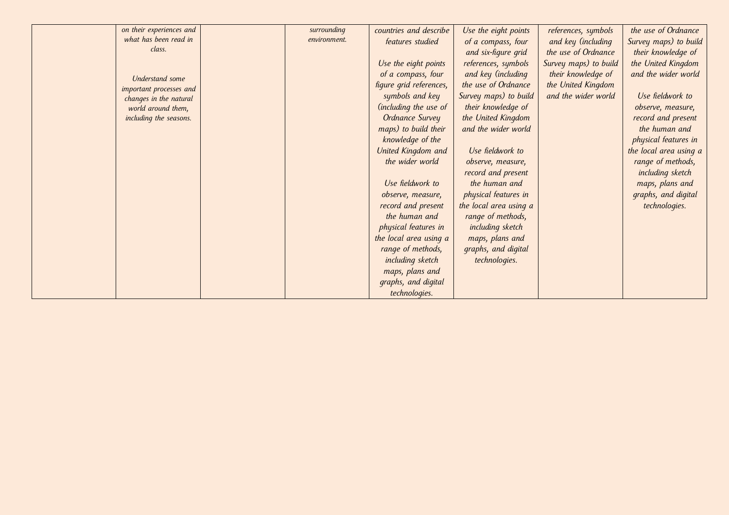| | | | | | | | |
|---|---|---|---|---|---|---|---|
| | *on their experiences and what has been read in class.*<br><br>*Understand some important processes and changes in the natural world around them, including the seasons.* | | *surrounding environment.* | *countries and describe features studied*<br><br>*Use the eight points of a compass, four figure grid references, symbols and key (including the use of Ordnance Survey maps) to build their knowledge of the United Kingdom and the wider world*<br><br>*Use fieldwork to observe, measure, record and present the human and physical features in the local area using a range of methods, including sketch maps, plans and graphs, and digital technologies.* | *Use the eight points of a compass, four and six-figure grid references, symbols and key (including the use of Ordnance Survey maps) to build their knowledge of the United Kingdom and the wider world*<br><br>*Use fieldwork to observe, measure, record and present the human and physical features in the local area using a range of methods, including sketch maps, plans and graphs, and digital technologies.* | *references, symbols and key (including the use of Ordnance Survey maps) to build their knowledge of the United Kingdom and the wider world* | *the use of Ordnance Survey maps) to build their knowledge of the United Kingdom and the wider world*<br><br>*Use fieldwork to observe, measure, record and present the human and physical features in the local area using a range of methods, including sketch maps, plans and graphs, and digital technologies.* |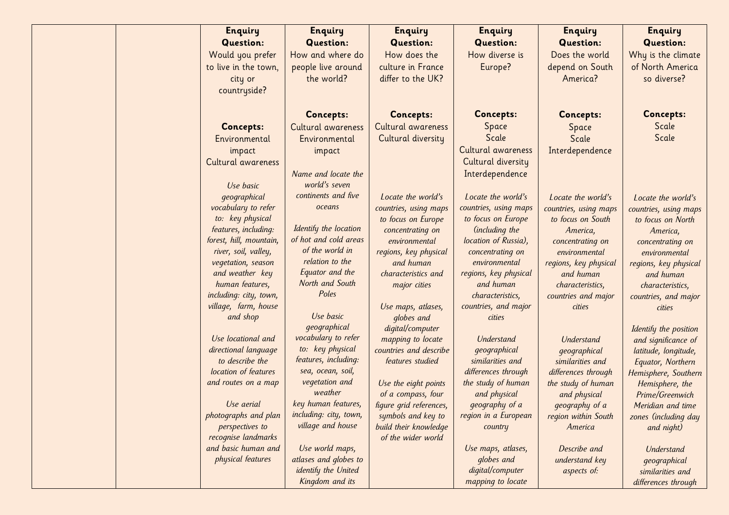| | | | | | | | |
|---|---|---|---|---|---|---|---|
| | | **Enquiry Question:** Would you prefer to live in the town, city or countryside?<br><br>**Concepts:**<br>Environmental impact<br>Cultural awareness<br><br>*Use basic geographical vocabulary to refer to: key physical features, including: forest, hill, mountain, river, soil, valley, vegetation, season and weather key human features, including: city, town, village, farm, house and shop*<br><br>*Use locational and directional language to describe the location of features and routes on a map*<br><br>*Use aerial photographs and plan perspectives to recognise landmarks and basic human and physical features* | **Enquiry Question:** How and where do people live around the world?<br><br>**Concepts:**<br>Cultural awareness<br>Environmental impact<br><br>*Name and locate the world's seven continents and five oceans*<br><br>*Identify the location of hot and cold areas of the world in relation to the Equator and the North and South Poles*<br><br>*Use basic geographical vocabulary to refer to: key physical features, including: sea, ocean, soil, vegetation and weather key human features, including: city, town, village and house*<br><br>*Use world maps, atlases and globes to identify the United Kingdom and its* | **Enquiry Question:** How does the culture in France differ to the UK?<br><br>**Concepts:**<br>Cultural awareness<br>Cultural diversity<br><br>*Locate the world's countries, using maps to focus on Europe concentrating on environmental regions, key physical and human characteristics and major cities*<br><br>*Use maps, atlases, globes and digital/computer mapping to locate countries and describe features studied*<br><br>*Use the eight points of a compass, four figure grid references, symbols and key to build their knowledge of the wider world* | **Enquiry Question:** How diverse is Europe?<br><br>**Concepts:**<br>Space<br>Scale<br>Cultural awareness<br>Cultural diversity<br>Interdependence<br><br>*Locate the world's countries, using maps to focus on Europe (including the location of Russia), concentrating on environmental regions, key physical and human characteristics, countries, and major cities*<br><br>*Understand geographical similarities and differences through the study of human and physical geography of a region in a European country*<br><br>*Use maps, atlases, globes and digital/computer mapping to locate* | **Enquiry Question:** Does the world depend on South America?<br><br>**Concepts:**<br>Space<br>Scale<br>Interdependence<br><br>*Locate the world's countries, using maps to focus on South America, concentrating on environmental regions, key physical and human characteristics, countries and major cities*<br><br>*Understand geographical similarities and differences through the study of human and physical geography of a region within South America*<br><br>*Describe and understand key aspects of:* | **Enquiry Question:** Why is the climate of North America so diverse?<br><br>**Concepts:**<br>Scale<br>Scale<br><br>*Locate the world's countries, using maps to focus on North America, concentrating on environmental regions, key physical and human characteristics, countries, and major cities*<br><br>*Identify the position and significance of latitude, longitude, Equator, Northern Hemisphere, Southern Hemisphere, the Prime/Greenwich Meridian and time zones (including day and night)*<br><br>*Understand geographical similarities and differences through* |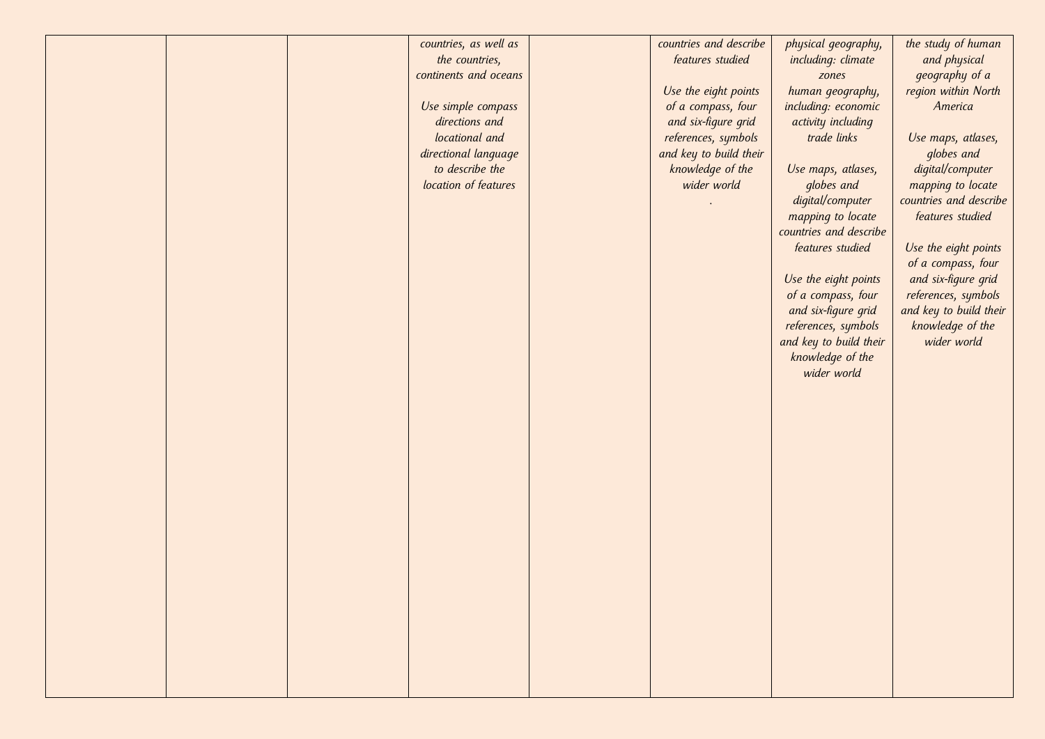|  |  |  |  |  |  |  |  |
|---|---|---|---|---|---|---|---|
|  |  |  | *countries, as well as the countries, continents and oceans*<br><br>*Use simple compass directions and locational and directional language to describe the location of features* |  | *countries and describe features studied*<br><br>*Use the eight points of a compass, four and six-figure grid references, symbols and key to build their knowledge of the wider world*<br>*.* | *physical geography, including: climate zones*<br>*human geography, including: economic activity including trade links*<br><br>*Use maps, atlases, globes and digital/computer mapping to locate countries and describe features studied*<br><br>*Use the eight points of a compass, four and six-figure grid references, symbols and key to build their knowledge of the wider world* | *the study of human and physical geography of a region within North America*<br><br>*Use maps, atlases, globes and digital/computer mapping to locate countries and describe features studied*<br><br>*Use the eight points of a compass, four and six-figure grid references, symbols and key to build their knowledge of the wider world* |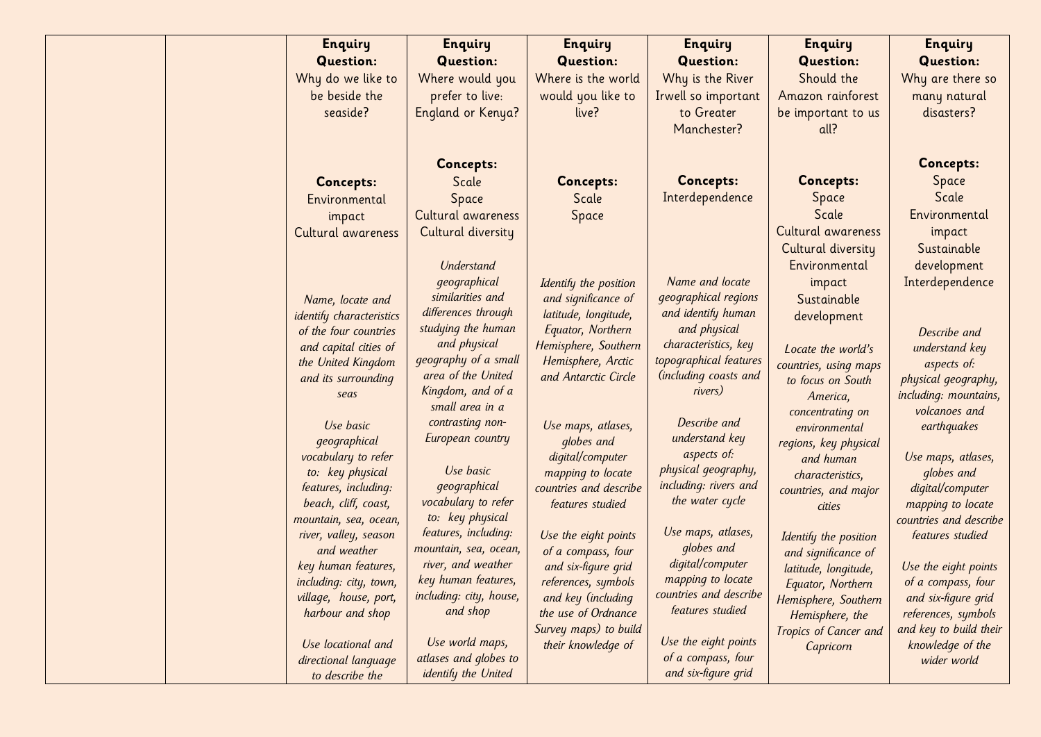|  |  | **Enquiry Question:** Why do we like to be beside the seaside?<br><br>**Concepts:** Environmental impact Cultural awareness<br><br>*Name, locate and identify characteristics of the four countries and capital cities of the United Kingdom and its surrounding seas*<br><br>*Use basic geographical vocabulary to refer to: key physical features, including: beach, cliff, coast, mountain, sea, ocean, river, valley, season and weather key human features, including: city, town, village, house, port, harbour and shop*<br><br>*Use locational and directional language to describe the* | **Enquiry Question:** Where would you prefer to live: England or Kenya?<br><br>**Concepts:** Scale Space Cultural awareness Cultural diversity<br><br>*Understand geographical similarities and differences through studying the human and physical geography of a small area of the United Kingdom, and of a small area in a contrasting non-European country*<br><br>*Use basic geographical vocabulary to refer to: key physical features, including: mountain, sea, ocean, river, and weather key human features, including: city, house, and shop*<br><br>*Use world maps, atlases and globes to identify the United* | **Enquiry Question:** Where is the world would you like to live?<br><br>**Concepts:** Scale Space<br><br>*Identify the position and significance of latitude, longitude, Equator, Northern Hemisphere, Southern Hemisphere, Arctic and Antarctic Circle*<br><br>*Use maps, atlases, globes and digital/computer mapping to locate countries and describe features studied*<br><br>*Use the eight points of a compass, four and six-figure grid references, symbols and key (including the use of Ordnance Survey maps) to build their knowledge of* | **Enquiry Question:** Why is the River Irwell so important to Greater Manchester?<br><br>**Concepts:** Interdependence<br><br>*Name and locate geographical regions and identify human and physical characteristics, key topographical features (including coasts and rivers)*<br><br>*Describe and understand key aspects of: physical geography, including: rivers and the water cycle*<br><br>*Use maps, atlases, globes and digital/computer mapping to locate countries and describe features studied*<br><br>*Use the eight points of a compass, four and six-figure grid* | **Enquiry Question:** Should the Amazon rainforest be important to us all?<br><br>**Concepts:** Space Scale Cultural awareness Cultural diversity Environmental impact Sustainable development<br><br>*Locate the world's countries, using maps to focus on South America, concentrating on environmental regions, key physical and human characteristics, countries, and major cities*<br><br>*Identify the position and significance of latitude, longitude, Equator, Northern Hemisphere, Southern Hemisphere, the Tropics of Cancer and Capricorn* | **Enquiry Question:** Why are there so many natural disasters?<br><br>**Concepts:** Space Scale Environmental impact Sustainable development Interdependence<br><br>*Describe and understand key aspects of: physical geography, including: mountains, volcanoes and earthquakes*<br><br>*Use maps, atlases, globes and digital/computer mapping to locate countries and describe features studied*<br><br>*Use the eight points of a compass, four and six-figure grid references, symbols and key to build their knowledge of the wider world* |
|---|---|---|---|---|---|---|---|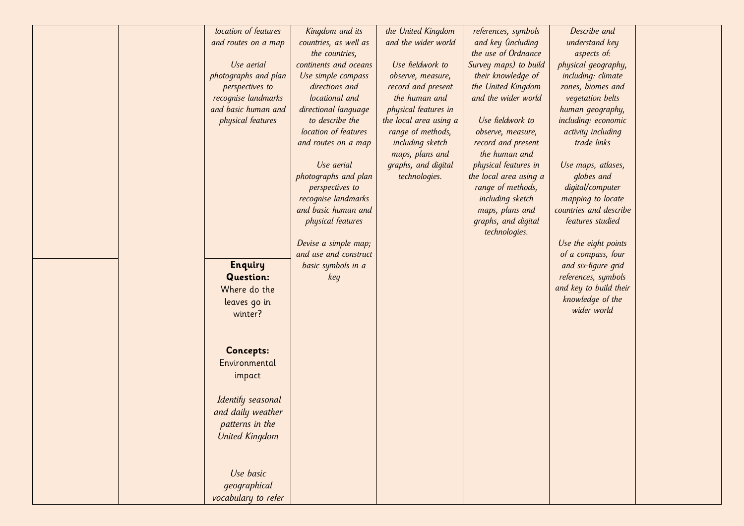| | | | | | | | |
|---|---|---|---|---|---|---|---|
| | | *location of features and routes on a map*<br><br>*Use aerial photographs and plan perspectives to recognise landmarks and basic human and physical features* | *Kingdom and its countries, as well as the countries, continents and oceans Use simple compass directions and locational and directional language to describe the location of features and routes on a map*<br><br>*Use aerial photographs and plan perspectives to recognise landmarks and basic human and physical features*<br><br>*Devise a simple map; and use and construct basic symbols in a key* | *the United Kingdom and the wider world*<br><br>*Use fieldwork to observe, measure, record and present the human and physical features in the local area using a range of methods, including sketch maps, plans and graphs, and digital technologies.* | *references, symbols and key (including the use of Ordnance Survey maps) to build their knowledge of the United Kingdom and the wider world*<br><br>*Use fieldwork to observe, measure, record and present the human and physical features in the local area using a range of methods, including sketch maps, plans and graphs, and digital technologies.* | *Describe and understand key aspects of: physical geography, including: climate zones, biomes and vegetation belts human geography, including: economic activity including trade links*<br><br>*Use maps, atlases, globes and digital/computer mapping to locate countries and describe features studied*<br><br>*Use the eight points of a compass, four and six-figure grid references, symbols and key to build their knowledge of the wider world* | |
| | | **Enquiry Question:** Where do the leaves go in winter?<br><br>**Concepts:** Environmental impact<br><br>*Identify seasonal and daily weather patterns in the United Kingdom*<br><br>*Use basic geographical vocabulary to refer* | | | | | |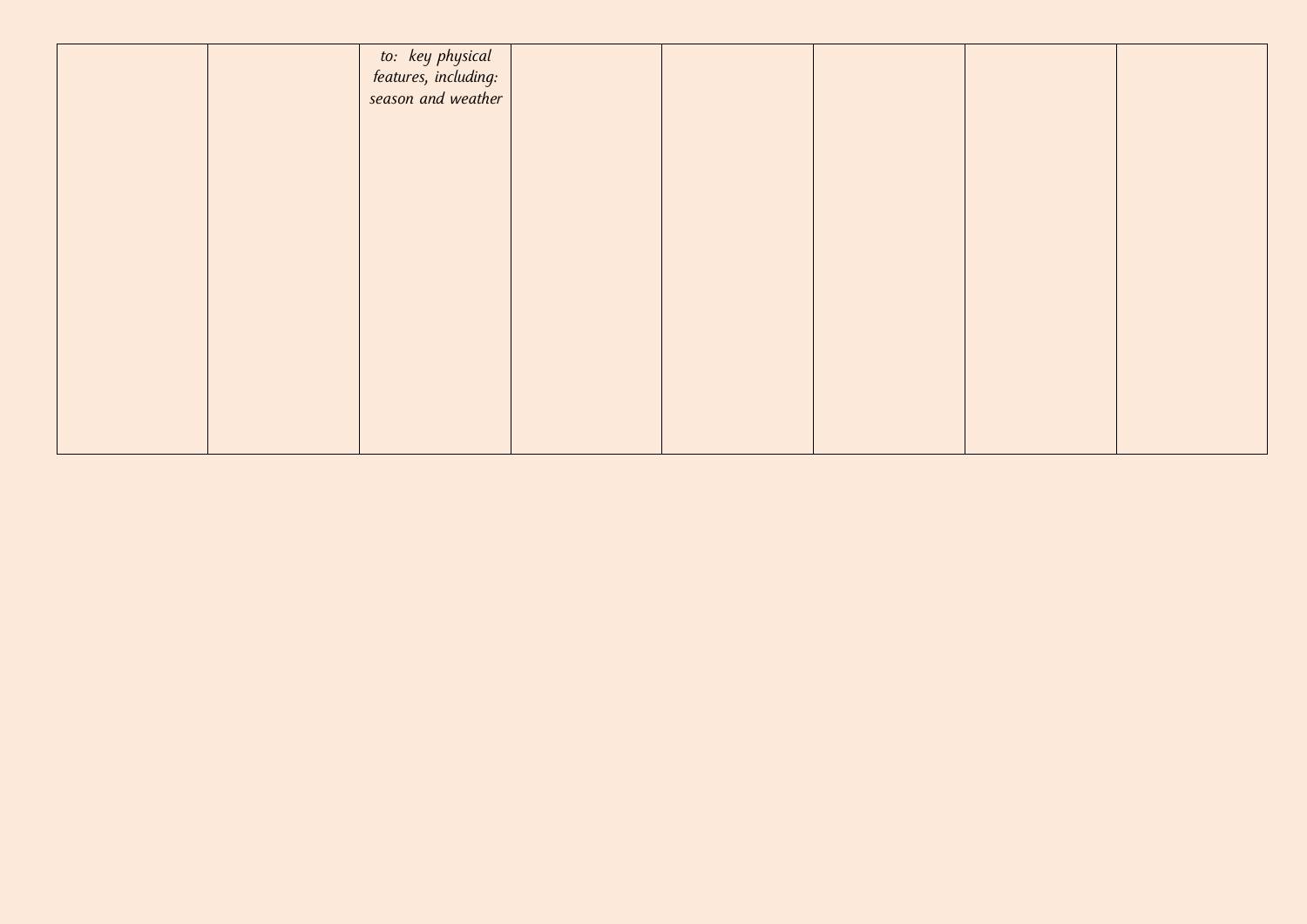| | | | | | | | |
|---|---|---|---|---|---|---|---|
| | | *to: key physical features, including: season and weather* | | | | | |